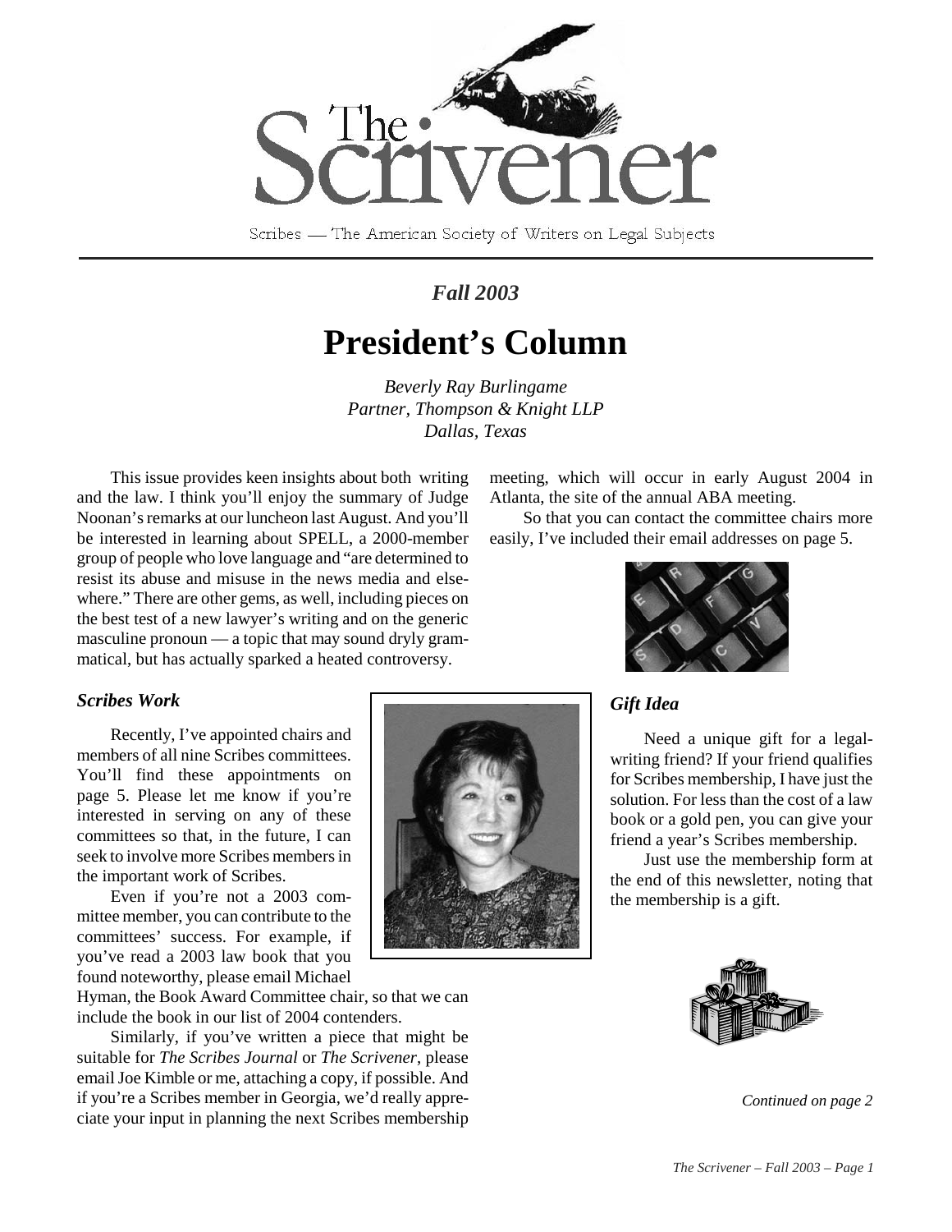# The Scrivener

Scribes — The American Society of Writers on Legal Subjects

*Fall 2003*

## President's Column

*Beverly Ray Burlingame*
*Partner, Thompson & Knight LLP*
*Dallas, Texas*

This issue provides keen insights about both writing and the law. I think you'll enjoy the summary of Judge Noonan's remarks at our luncheon last August. And you'll be interested in learning about SPELL, a 2000-member group of people who love language and "are determined to resist its abuse and misuse in the news media and elsewhere." There are other gems, as well, including pieces on the best test of a new lawyer's writing and on the generic masculine pronoun — a topic that may sound dryly grammatical, but has actually sparked a heated controversy.

### *Scribes Work*

Recently, I've appointed chairs and members of all nine Scribes committees. You'll find these appointments on page 5. Please let me know if you're interested in serving on any of these committees so that, in the future, I can seek to involve more Scribes members in the important work of Scribes.

Even if you're not a 2003 committee member, you can contribute to the committees' success. For example, if you've read a 2003 law book that you found noteworthy, please email Michael Hyman, the Book Award Committee chair, so that we can include the book in our list of 2004 contenders.

Similarly, if you've written a piece that might be suitable for *The Scribes Journal* or *The Scrivener*, please email Joe Kimble or me, attaching a copy, if possible. And if you're a Scribes member in Georgia, we'd really appreciate your input in planning the next Scribes membership meeting, which will occur in early August 2004 in Atlanta, the site of the annual ABA meeting.

So that you can contact the committee chairs more easily, I've included their email addresses on page 5.

### *Gift Idea*

Need a unique gift for a legal-writing friend? If your friend qualifies for Scribes membership, I have just the solution. For less than the cost of a law book or a gold pen, you can give your friend a year's Scribes membership.

Just use the membership form at the end of this newsletter, noting that the membership is a gift.

*Continued on page 2*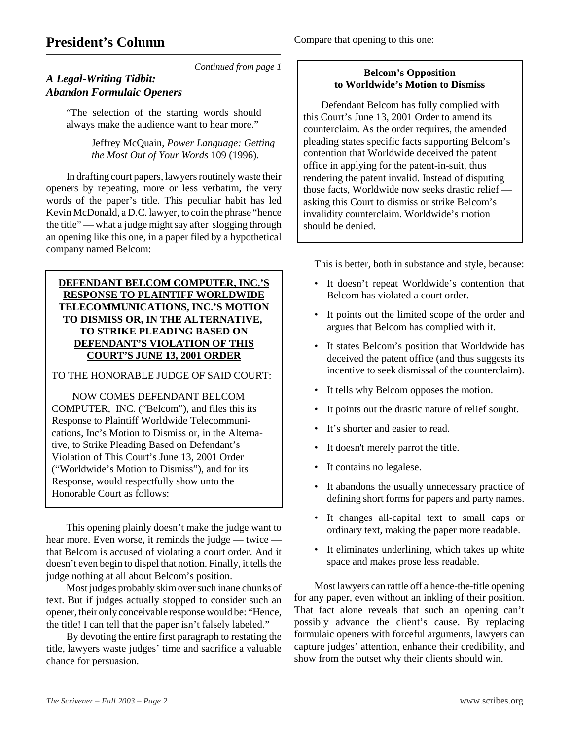## President's Column

*Continued from page 1*

### *A Legal-Writing Tidbit: Abandon Formulaic Openers*

> "The selection of the starting words should always make the audience want to hear more."
>
> Jeffrey McQuain, *Power Language: Getting the Most Out of Your Words* 109 (1996).

In drafting court papers, lawyers routinely waste their openers by repeating, more or less verbatim, the very words of the paper's title. This peculiar habit has led Kevin McDonald, a D.C. lawyer, to coin the phrase "hence the title" — what a judge might say after slogging through an opening like this one, in a paper filed by a hypothetical company named Belcom:

> **DEFENDANT BELCOM COMPUTER, INC.'S RESPONSE TO PLAINTIFF WORLDWIDE TELECOMMUNICATIONS, INC.'S MOTION TO DISMISS OR, IN THE ALTERNATIVE, TO STRIKE PLEADING BASED ON DEFENDANT'S VIOLATION OF THIS COURT'S JUNE 13, 2001 ORDER**
>
> TO THE HONORABLE JUDGE OF SAID COURT:
>
> NOW COMES DEFENDANT BELCOM COMPUTER, INC. ("Belcom"), and files this its Response to Plaintiff Worldwide Telecommunications, Inc's Motion to Dismiss or, in the Alternative, to Strike Pleading Based on Defendant's Violation of This Court's June 13, 2001 Order ("Worldwide's Motion to Dismiss"), and for its Response, would respectfully show unto the Honorable Court as follows:

This opening plainly doesn't make the judge want to hear more. Even worse, it reminds the judge — twice — that Belcom is accused of violating a court order. And it doesn't even begin to dispel that notion. Finally, it tells the judge nothing at all about Belcom's position.

Most judges probably skim over such inane chunks of text. But if judges actually stopped to consider such an opener, their only conceivable response would be: "Hence, the title! I can tell that the paper isn't falsely labeled."

By devoting the entire first paragraph to restating the title, lawyers waste judges' time and sacrifice a valuable chance for persuasion.

Compare that opening to this one:

> **Belcom's Opposition to Worldwide's Motion to Dismiss**
>
> Defendant Belcom has fully complied with this Court's June 13, 2001 Order to amend its counterclaim. As the order requires, the amended pleading states specific facts supporting Belcom's contention that Worldwide deceived the patent office in applying for the patent-in-suit, thus rendering the patent invalid. Instead of disputing those facts, Worldwide now seeks drastic relief — asking this Court to dismiss or strike Belcom's invalidity counterclaim. Worldwide's motion should be denied.

This is better, both in substance and style, because:

- It doesn't repeat Worldwide's contention that Belcom has violated a court order.
- It points out the limited scope of the order and argues that Belcom has complied with it.
- It states Belcom's position that Worldwide has deceived the patent office (and thus suggests its incentive to seek dismissal of the counterclaim).
- It tells why Belcom opposes the motion.
- It points out the drastic nature of relief sought.
- It's shorter and easier to read.
- It doesn't merely parrot the title.
- It contains no legalese.
- It abandons the usually unnecessary practice of defining short forms for papers and party names.
- It changes all-capital text to small caps or ordinary text, making the paper more readable.
- It eliminates underlining, which takes up white space and makes prose less readable.

Most lawyers can rattle off a hence-the-title opening for any paper, even without an inkling of their position. That fact alone reveals that such an opening can't possibly advance the client's cause. By replacing formulaic openers with forceful arguments, lawyers can capture judges' attention, enhance their credibility, and show from the outset why their clients should win.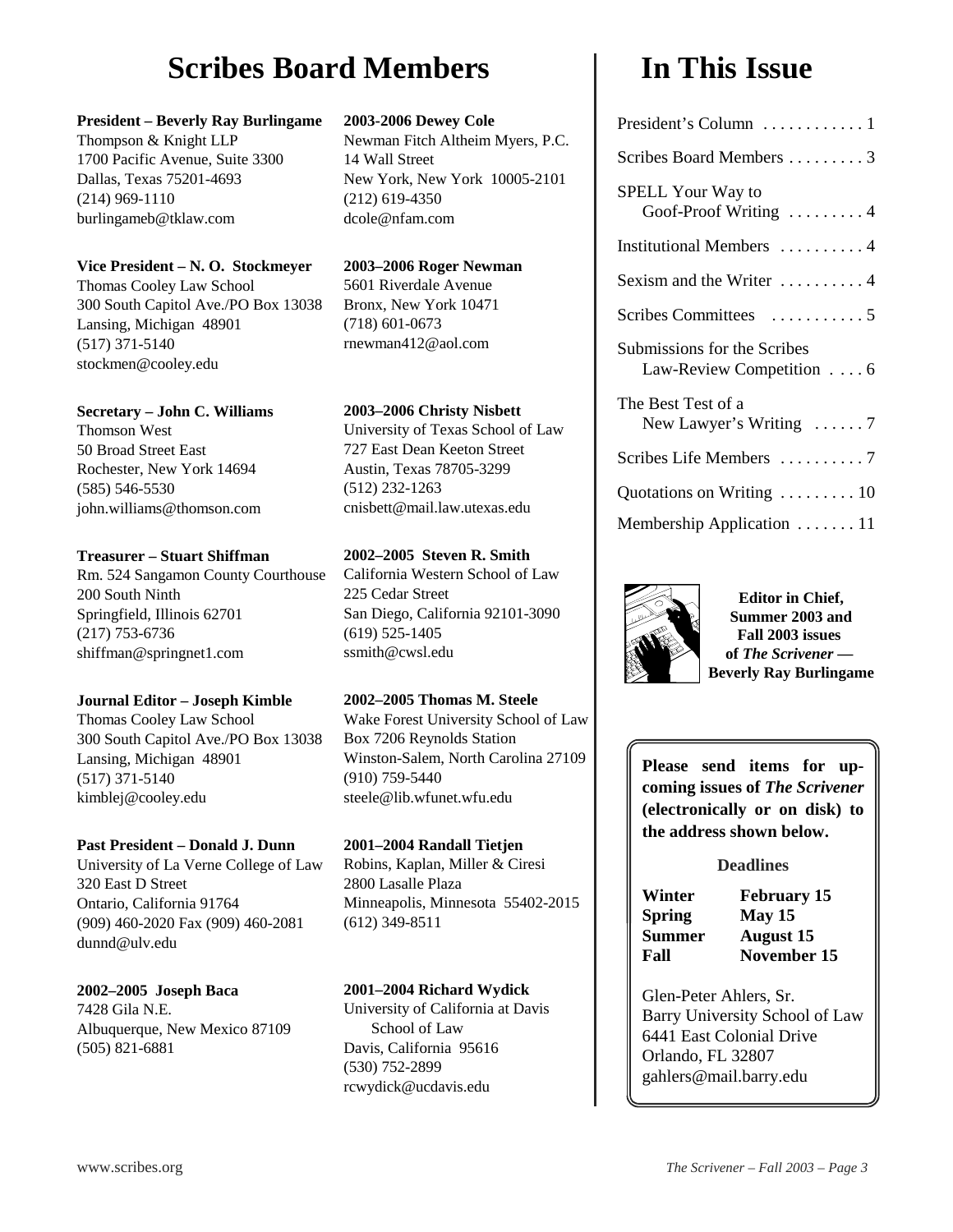# Scribes Board Members

**President – Beverly Ray Burlingame**
Thompson & Knight LLP
1700 Pacific Avenue, Suite 3300
Dallas, Texas 75201-4693
(214) 969-1110
burlingameb@tklaw.com

**Vice President – N. O. Stockmeyer**
Thomas Cooley Law School
300 South Capitol Ave./PO Box 13038
Lansing, Michigan 48901
(517) 371-5140
stockmen@cooley.edu

**Secretary – John C. Williams**
Thomson West
50 Broad Street East
Rochester, New York 14694
(585) 546-5530
john.williams@thomson.com

**Treasurer – Stuart Shiffman**
Rm. 524 Sangamon County Courthouse
200 South Ninth
Springfield, Illinois 62701
(217) 753-6736
shiffman@springnet1.com

**Journal Editor – Joseph Kimble**
Thomas Cooley Law School
300 South Capitol Ave./PO Box 13038
Lansing, Michigan 48901
(517) 371-5140
kimblej@cooley.edu

**Past President – Donald J. Dunn**
University of La Verne College of Law
320 East D Street
Ontario, California 91764
(909) 460-2020 Fax (909) 460-2081
dunnd@ulv.edu

**2002–2005 Joseph Baca**
7428 Gila N.E.
Albuquerque, New Mexico 87109
(505) 821-6881

**2003-2006 Dewey Cole**
Newman Fitch Altheim Myers, P.C.
14 Wall Street
New York, New York 10005-2101
(212) 619-4350
dcole@nfam.com

**2003–2006 Roger Newman**
5601 Riverdale Avenue
Bronx, New York 10471
(718) 601-0673
rnewman412@aol.com

**2003–2006 Christy Nisbett**
University of Texas School of Law
727 East Dean Keeton Street
Austin, Texas 78705-3299
(512) 232-1263
cnisbett@mail.law.utexas.edu

**2002–2005 Steven R. Smith**
California Western School of Law
225 Cedar Street
San Diego, California 92101-3090
(619) 525-1405
ssmith@cwsl.edu

**2002–2005 Thomas M. Steele**
Wake Forest University School of Law
Box 7206 Reynolds Station
Winston-Salem, North Carolina 27109
(910) 759-5440
steele@lib.wfunet.wfu.edu

**2001–2004 Randall Tietjen**
Robins, Kaplan, Miller & Ciresi
2800 Lasalle Plaza
Minneapolis, Minnesota 55402-2015
(612) 349-8511

**2001–2004 Richard Wydick**
University of California at Davis
School of Law
Davis, California 95616
(530) 752-2899
rcwydick@ucdavis.edu

# In This Issue

President's Column . . . . . . . . . . . . 1
Scribes Board Members . . . . . . . . . 3
SPELL Your Way to Goof-Proof Writing . . . . . . . . . 4
Institutional Members . . . . . . . . . . 4
Sexism and the Writer . . . . . . . . . . 4
Scribes Committees . . . . . . . . . . . 5
Submissions for the Scribes Law-Review Competition . . . . 6
The Best Test of a New Lawyer's Writing . . . . . . 7
Scribes Life Members . . . . . . . . . . 7
Quotations on Writing . . . . . . . . . 10
Membership Application . . . . . . . 11

**Editor in Chief, Summer 2003 and Fall 2003 issues of *The Scrivener* — Beverly Ray Burlingame**

**Please send items for upcoming issues of *The Scrivener* (electronically or on disk) to the address shown below.**

**Deadlines**

| | |
|---|---|
| **Winter** | **February 15** |
| **Spring** | **May 15** |
| **Summer** | **August 15** |
| **Fall** | **November 15** |

Glen-Peter Ahlers, Sr.
Barry University School of Law
6441 East Colonial Drive
Orlando, FL 32807
gahlers@mail.barry.edu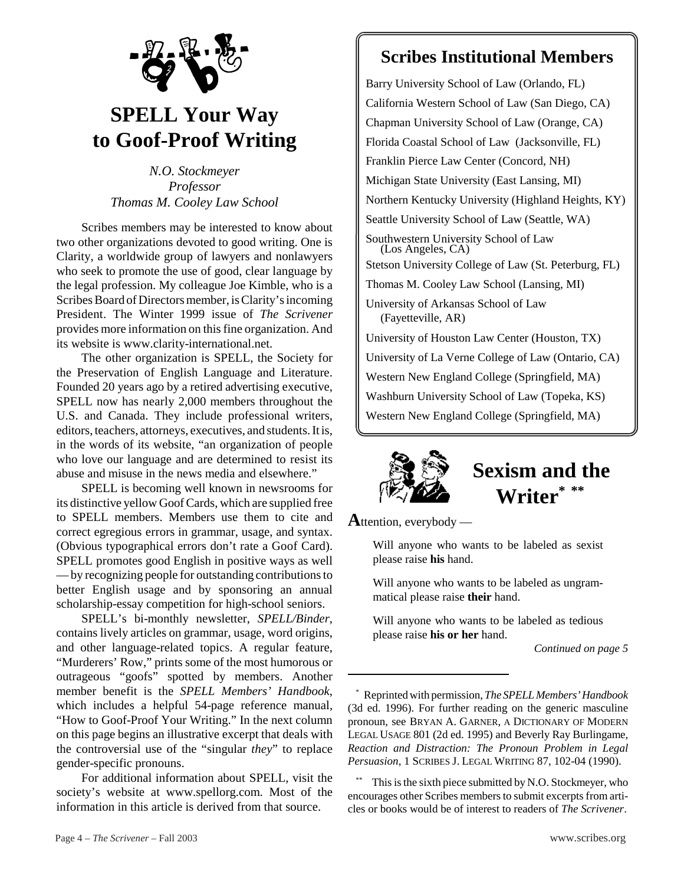## SPELL Your Way to Goof-Proof Writing

*N.O. Stockmeyer*
*Professor*
*Thomas M. Cooley Law School*

Scribes members may be interested to know about two other organizations devoted to good writing. One is Clarity, a worldwide group of lawyers and nonlawyers who seek to promote the use of good, clear language by the legal profession. My colleague Joe Kimble, who is a Scribes Board of Directors member, is Clarity's incoming President. The Winter 1999 issue of *The Scrivener* provides more information on this fine organization. And its website is www.clarity-international.net.

The other organization is SPELL, the Society for the Preservation of English Language and Literature. Founded 20 years ago by a retired advertising executive, SPELL now has nearly 2,000 members throughout the U.S. and Canada. They include professional writers, editors, teachers, attorneys, executives, and students. It is, in the words of its website, "an organization of people who love our language and are determined to resist its abuse and misuse in the news media and elsewhere."

SPELL is becoming well known in newsrooms for its distinctive yellow Goof Cards, which are supplied free to SPELL members. Members use them to cite and correct egregious errors in grammar, usage, and syntax. (Obvious typographical errors don't rate a Goof Card). SPELL promotes good English in positive ways as well — by recognizing people for outstanding contributions to better English usage and by sponsoring an annual scholarship-essay competition for high-school seniors.

SPELL's bi-monthly newsletter, *SPELL/Binder*, contains lively articles on grammar, usage, word origins, and other language-related topics. A regular feature, "Murderers' Row," prints some of the most humorous or outrageous "goofs" spotted by members. Another member benefit is the *SPELL Members' Handbook*, which includes a helpful 54-page reference manual, "How to Goof-Proof Your Writing." In the next column on this page begins an illustrative excerpt that deals with the controversial use of the "singular *they*" to replace gender-specific pronouns.

For additional information about SPELL, visit the society's website at www.spellorg.com. Most of the information in this article is derived from that source.

## Scribes Institutional Members

Barry University School of Law (Orlando, FL)
California Western School of Law (San Diego, CA)
Chapman University School of Law (Orange, CA)
Florida Coastal School of Law (Jacksonville, FL)
Franklin Pierce Law Center (Concord, NH)
Michigan State University (East Lansing, MI)
Northern Kentucky University (Highland Heights, KY)
Seattle University School of Law (Seattle, WA)
Southwestern University School of Law (Los Angeles, CA)
Stetson University College of Law (St. Peterburg, FL)
Thomas M. Cooley Law School (Lansing, MI)
University of Arkansas School of Law (Fayetteville, AR)
University of Houston Law Center (Houston, TX)
University of La Verne College of Law (Ontario, CA)
Western New England College (Springfield, MA)
Washburn University School of Law (Topeka, KS)
Western New England College (Springfield, MA)

## Sexism and the Writer[*] [**]

**A**ttention, everybody —

> Will anyone who wants to be labeled as sexist please raise **his** hand.
>
> Will anyone who wants to be labeled as ungrammatical please raise **their** hand.
>
> Will anyone who wants to be labeled as tedious please raise **his or her** hand.

*Continued on page 5*

---

[*] Reprinted with permission, *The SPELL Members' Handbook* (3d ed. 1996). For further reading on the generic masculine pronoun, see BRYAN A. GARNER, A DICTIONARY OF MODERN LEGAL USAGE 801 (2d ed. 1995) and Beverly Ray Burlingame, *Reaction and Distraction: The Pronoun Problem in Legal Persuasion*, 1 SCRIBES J. LEGAL WRITING 87, 102-04 (1990).

[**] This is the sixth piece submitted by N.O. Stockmeyer, who encourages other Scribes members to submit excerpts from articles or books would be of interest to readers of *The Scrivener*.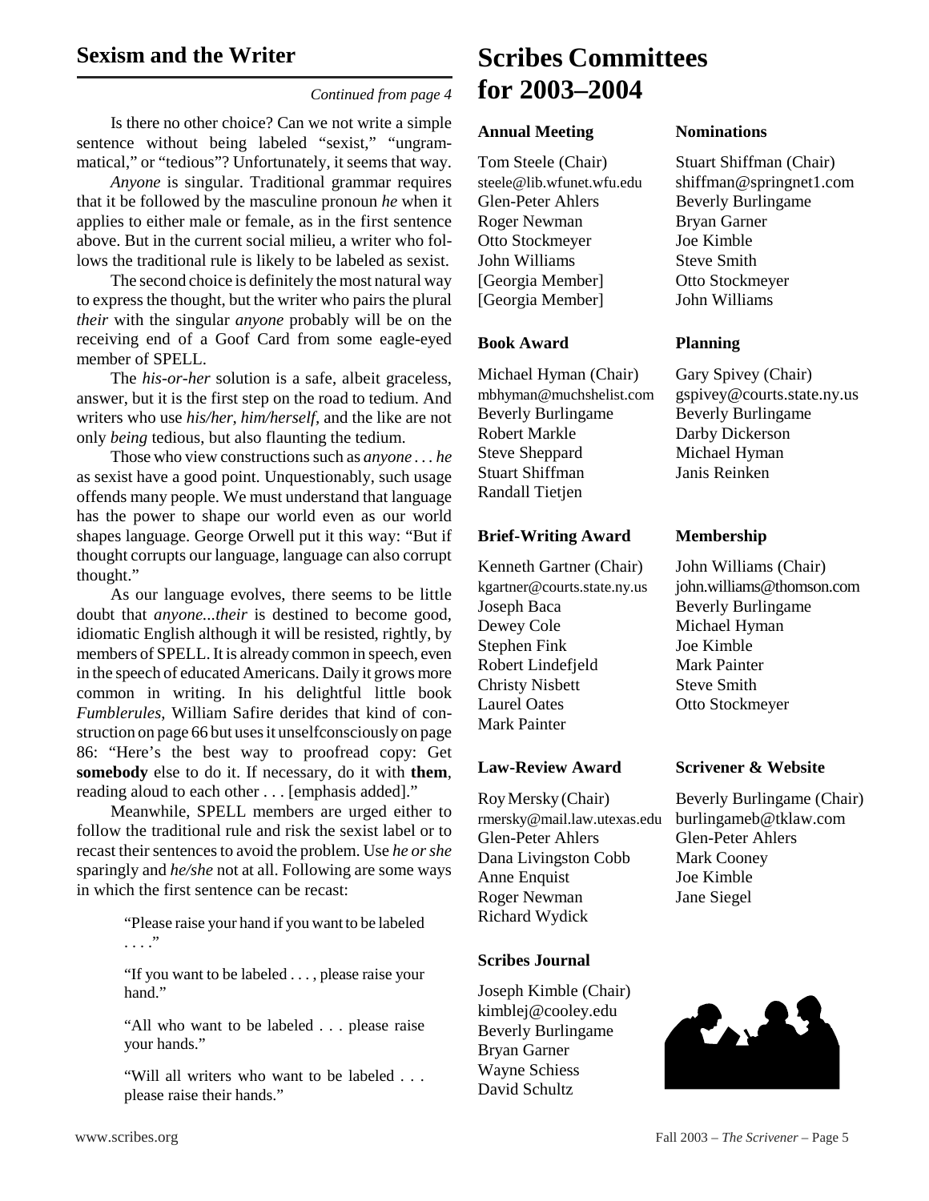## Sexism and the Writer

*Continued from page 4*

Is there no other choice? Can we not write a simple sentence without being labeled "sexist," "ungrammatical," or "tedious"? Unfortunately, it seems that way.

*Anyone* is singular. Traditional grammar requires that it be followed by the masculine pronoun *he* when it applies to either male or female, as in the first sentence above. But in the current social milieu, a writer who follows the traditional rule is likely to be labeled as sexist.

The second choice is definitely the most natural way to express the thought, but the writer who pairs the plural *their* with the singular *anyone* probably will be on the receiving end of a Goof Card from some eagle-eyed member of SPELL.

The *his-or-her* solution is a safe, albeit graceless, answer, but it is the first step on the road to tedium. And writers who use *his/her, him/herself*, and the like are not only *being* tedious, but also flaunting the tedium.

Those who view constructions such as *anyone . . . he* as sexist have a good point. Unquestionably, such usage offends many people. We must understand that language has the power to shape our world even as our world shapes language. George Orwell put it this way: "But if thought corrupts our language, language can also corrupt thought."

As our language evolves, there seems to be little doubt that *anyone...their* is destined to become good, idiomatic English although it will be resisted, rightly, by members of SPELL. It is already common in speech, even in the speech of educated Americans. Daily it grows more common in writing. In his delightful little book *Fumblerules*, William Safire derides that kind of construction on page 66 but uses it unselfconsciously on page 86: "Here's the best way to proofread copy: Get **somebody** else to do it. If necessary, do it with **them**, reading aloud to each other . . . [emphasis added]."

Meanwhile, SPELL members are urged either to follow the traditional rule and risk the sexist label or to recast their sentences to avoid the problem. Use *he or she* sparingly and *he/she* not at all. Following are some ways in which the first sentence can be recast:

> "Please raise your hand if you want to be labeled . . . ."
>
> "If you want to be labeled . . . , please raise your hand."
>
> "All who want to be labeled . . . please raise your hands."
>
> "Will all writers who want to be labeled . . . please raise their hands."

# Scribes Committees for 2003–2004

### Annual Meeting

Tom Steele (Chair)
steele@lib.wfunet.wfu.edu
Glen-Peter Ahlers
Roger Newman
Otto Stockmeyer
John Williams
[Georgia Member]
[Georgia Member]

### Book Award

Michael Hyman (Chair)
mbhyman@muchshelist.com
Beverly Burlingame
Robert Markle
Steve Sheppard
Stuart Shiffman
Randall Tietjen

### Brief-Writing Award

Kenneth Gartner (Chair)
kgartner@courts.state.ny.us
Joseph Baca
Dewey Cole
Stephen Fink
Robert Lindefjeld
Christy Nisbett
Laurel Oates
Mark Painter

### Law-Review Award

Roy Mersky (Chair)
rmersky@mail.law.utexas.edu
Glen-Peter Ahlers
Dana Livingston Cobb
Anne Enquist
Roger Newman
Richard Wydick

### Scribes Journal

Joseph Kimble (Chair)
kimblej@cooley.edu
Beverly Burlingame
Bryan Garner
Wayne Schiess
David Schultz

### Nominations

Stuart Shiffman (Chair)
shiffman@springnet1.com
Beverly Burlingame
Bryan Garner
Joe Kimble
Steve Smith
Otto Stockmeyer
John Williams

### Planning

Gary Spivey (Chair)
gspivey@courts.state.ny.us
Beverly Burlingame
Darby Dickerson
Michael Hyman
Janis Reinken

### Membership

John Williams (Chair)
john.williams@thomson.com
Beverly Burlingame
Michael Hyman
Joe Kimble
Mark Painter
Steve Smith
Otto Stockmeyer

### Scrivener & Website

Beverly Burlingame (Chair)
burlingameb@tklaw.com
Glen-Peter Ahlers
Mark Cooney
Joe Kimble
Jane Siegel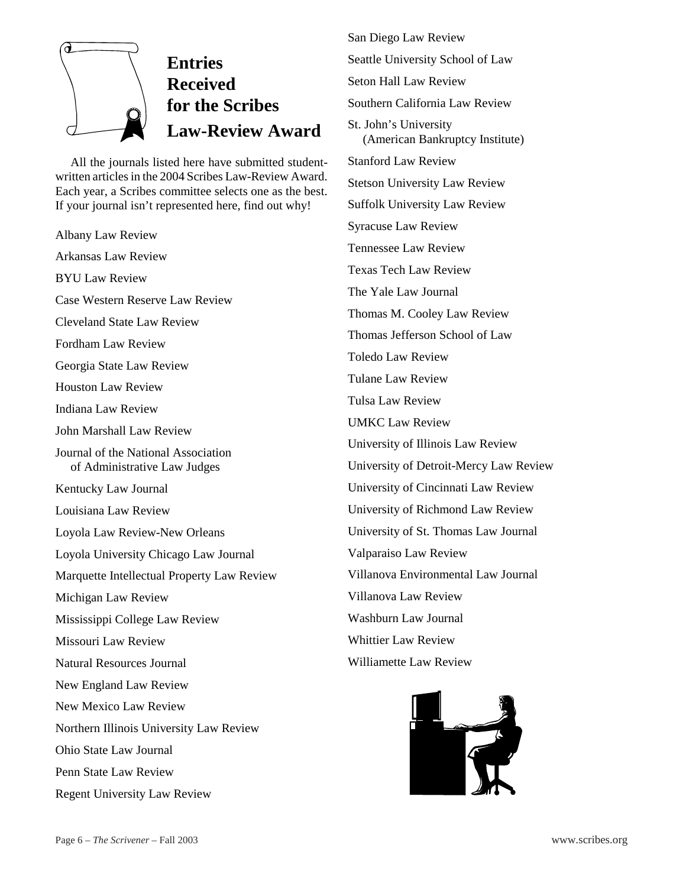# Entries Received for the Scribes Law-Review Award

All the journals listed here have submitted student-written articles in the 2004 Scribes Law-Review Award. Each year, a Scribes committee selects one as the best. If your journal isn't represented here, find out why!

Albany Law Review

Arkansas Law Review

BYU Law Review

Case Western Reserve Law Review

Cleveland State Law Review

Fordham Law Review

Georgia State Law Review

Houston Law Review

Indiana Law Review

John Marshall Law Review

Journal of the National Association of Administrative Law Judges

Kentucky Law Journal

Louisiana Law Review

Loyola Law Review-New Orleans

Loyola University Chicago Law Journal

Marquette Intellectual Property Law Review

Michigan Law Review

Mississippi College Law Review

Missouri Law Review

Natural Resources Journal

New England Law Review

New Mexico Law Review

Northern Illinois University Law Review

Ohio State Law Journal

Penn State Law Review

Regent University Law Review

San Diego Law Review

Seattle University School of Law

Seton Hall Law Review

Southern California Law Review

St. John's University (American Bankruptcy Institute)

Stanford Law Review

Stetson University Law Review

Suffolk University Law Review

Syracuse Law Review

Tennessee Law Review

Texas Tech Law Review

The Yale Law Journal

Thomas M. Cooley Law Review

Thomas Jefferson School of Law

Toledo Law Review

Tulane Law Review

Tulsa Law Review

UMKC Law Review

University of Illinois Law Review

University of Detroit-Mercy Law Review

University of Cincinnati Law Review

University of Richmond Law Review

University of St. Thomas Law Journal

Valparaiso Law Review

Villanova Environmental Law Journal

Villanova Law Review

Washburn Law Journal

Whittier Law Review

Williamette Law Review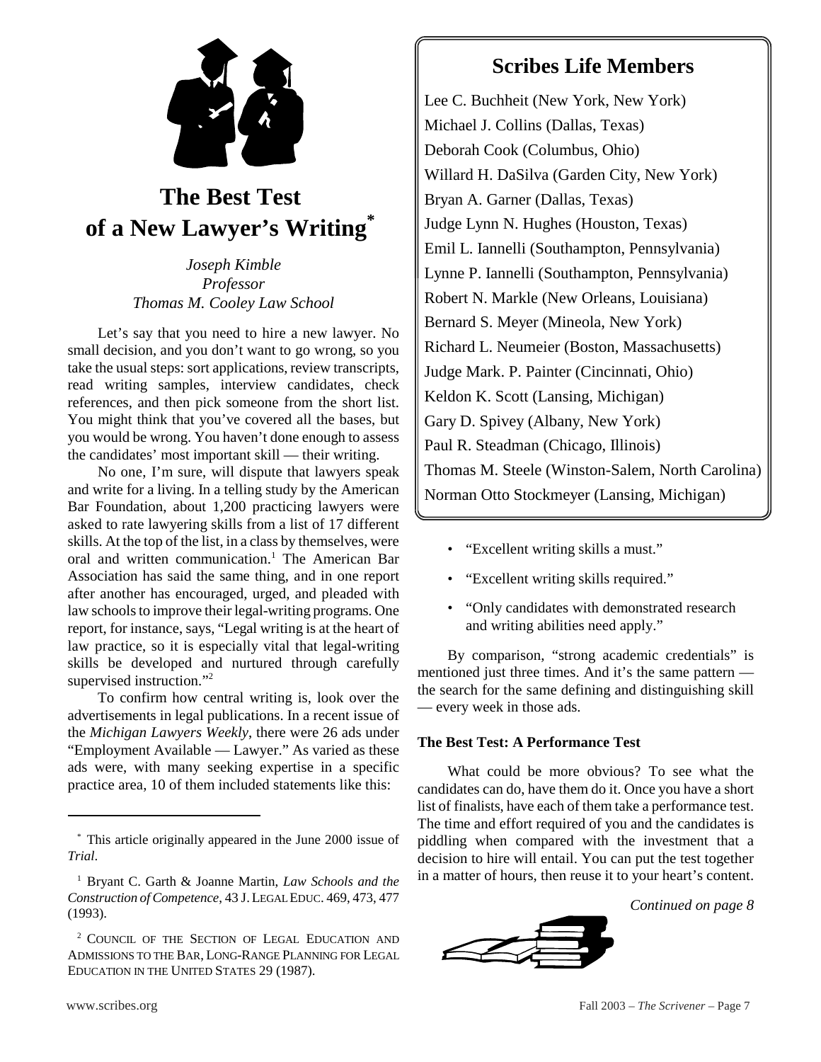# The Best Test of a New Lawyer's Writing*

*Joseph Kimble*
*Professor*
*Thomas M. Cooley Law School*

Let's say that you need to hire a new lawyer. No small decision, and you don't want to go wrong, so you take the usual steps: sort applications, review transcripts, read writing samples, interview candidates, check references, and then pick someone from the short list. You might think that you've covered all the bases, but you would be wrong. You haven't done enough to assess the candidates' most important skill — their writing.

No one, I'm sure, will dispute that lawyers speak and write for a living. In a telling study by the American Bar Foundation, about 1,200 practicing lawyers were asked to rate lawyering skills from a list of 17 different skills. At the top of the list, in a class by themselves, were oral and written communication.[1] The American Bar Association has said the same thing, and in one report after another has encouraged, urged, and pleaded with law schools to improve their legal-writing programs. One report, for instance, says, "Legal writing is at the heart of law practice, so it is especially vital that legal-writing skills be developed and nurtured through carefully supervised instruction."[2]

To confirm how central writing is, look over the advertisements in legal publications. In a recent issue of the *Michigan Lawyers Weekly*, there were 26 ads under "Employment Available — Lawyer." As varied as these ads were, with many seeking expertise in a specific practice area, 10 of them included statements like this:

- "Excellent writing skills a must."
- "Excellent writing skills required."
- "Only candidates with demonstrated research and writing abilities need apply."

By comparison, "strong academic credentials" is mentioned just three times. And it's the same pattern — the search for the same defining and distinguishing skill — every week in those ads.

### The Best Test: A Performance Test

What could be more obvious? To see what the candidates can do, have them do it. Once you have a short list of finalists, have each of them take a performance test. The time and effort required of you and the candidates is piddling when compared with the investment that a decision to hire will entail. You can put the test together in a matter of hours, then reuse it to your heart's content.

*Continued on page 8*

---

## Scribes Life Members

Lee C. Buchheit (New York, New York)
Michael J. Collins (Dallas, Texas)
Deborah Cook (Columbus, Ohio)
Willard H. DaSilva (Garden City, New York)
Bryan A. Garner (Dallas, Texas)
Judge Lynn N. Hughes (Houston, Texas)
Emil L. Iannelli (Southampton, Pennsylvania)
Lynne P. Iannelli (Southampton, Pennsylvania)
Robert N. Markle (New Orleans, Louisiana)
Bernard S. Meyer (Mineola, New York)
Richard L. Neumeier (Boston, Massachusetts)
Judge Mark. P. Painter (Cincinnati, Ohio)
Keldon K. Scott (Lansing, Michigan)
Gary D. Spivey (Albany, New York)
Paul R. Steadman (Chicago, Illinois)
Thomas M. Steele (Winston-Salem, North Carolina)
Norman Otto Stockmeyer (Lansing, Michigan)

---

* This article originally appeared in the June 2000 issue of *Trial*.

[1] Bryant C. Garth & Joanne Martin, *Law Schools and the Construction of Competence*, 43 J. LEGAL EDUC. 469, 473, 477 (1993).

[2] COUNCIL OF THE SECTION OF LEGAL EDUCATION AND ADMISSIONS TO THE BAR, LONG-RANGE PLANNING FOR LEGAL EDUCATION IN THE UNITED STATES 29 (1987).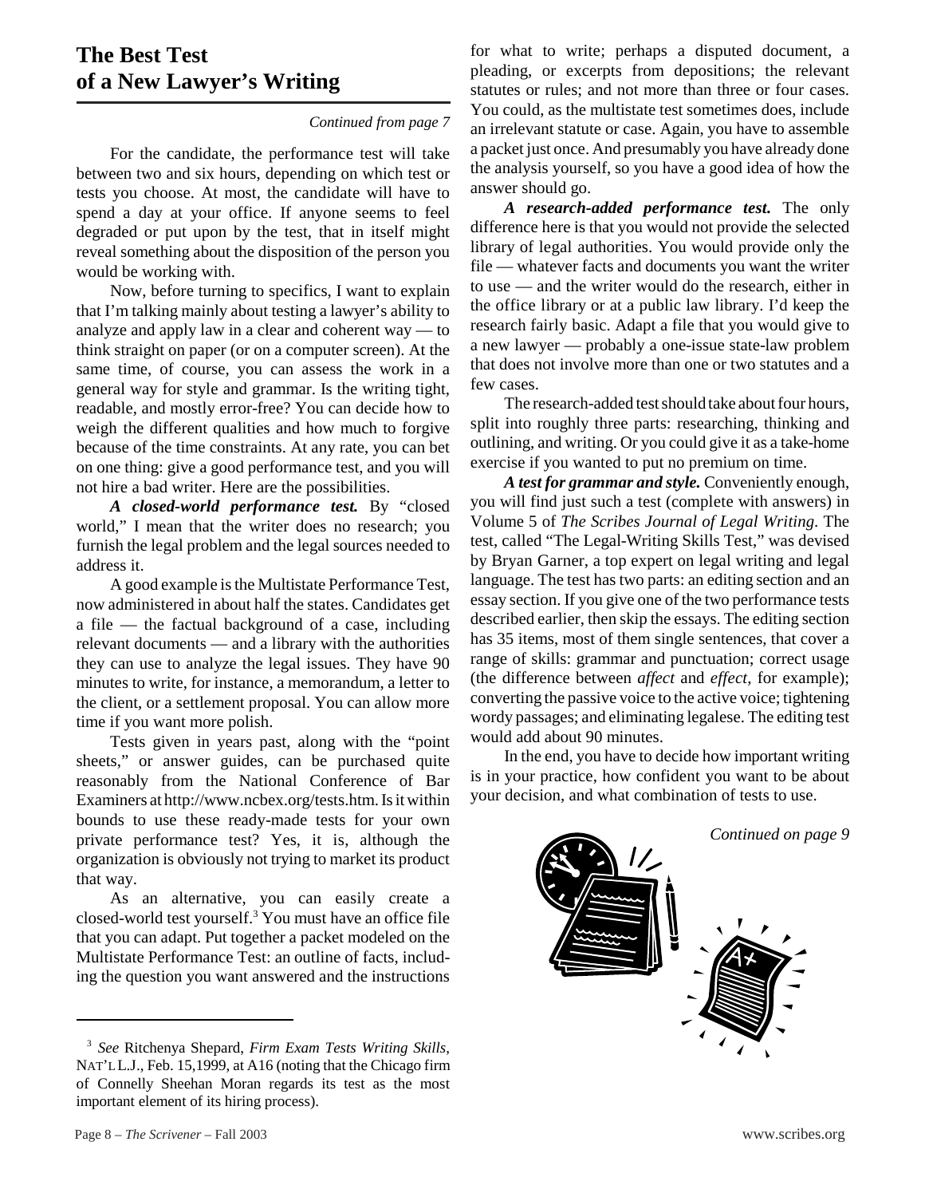## The Best Test of a New Lawyer's Writing

*Continued from page 7*

For the candidate, the performance test will take between two and six hours, depending on which test or tests you choose. At most, the candidate will have to spend a day at your office. If anyone seems to feel degraded or put upon by the test, that in itself might reveal something about the disposition of the person you would be working with.

Now, before turning to specifics, I want to explain that I'm talking mainly about testing a lawyer's ability to analyze and apply law in a clear and coherent way — to think straight on paper (or on a computer screen). At the same time, of course, you can assess the work in a general way for style and grammar. Is the writing tight, readable, and mostly error-free? You can decide how to weigh the different qualities and how much to forgive because of the time constraints. At any rate, you can bet on one thing: give a good performance test, and you will not hire a bad writer. Here are the possibilities.

***A closed-world performance test.*** By "closed world," I mean that the writer does no research; you furnish the legal problem and the legal sources needed to address it.

A good example is the Multistate Performance Test, now administered in about half the states. Candidates get a file — the factual background of a case, including relevant documents — and a library with the authorities they can use to analyze the legal issues. They have 90 minutes to write, for instance, a memorandum, a letter to the client, or a settlement proposal. You can allow more time if you want more polish.

Tests given in years past, along with the "point sheets," or answer guides, can be purchased quite reasonably from the National Conference of Bar Examiners at http://www.ncbex.org/tests.htm. Is it within bounds to use these ready-made tests for your own private performance test? Yes, it is, although the organization is obviously not trying to market its product that way.

As an alternative, you can easily create a closed-world test yourself.[3] You must have an office file that you can adapt. Put together a packet modeled on the Multistate Performance Test: an outline of facts, including the question you want answered and the instructions for what to write; perhaps a disputed document, a pleading, or excerpts from depositions; the relevant statutes or rules; and not more than three or four cases. You could, as the multistate test sometimes does, include an irrelevant statute or case. Again, you have to assemble a packet just once. And presumably you have already done the analysis yourself, so you have a good idea of how the answer should go.

***A research-added performance test.*** The only difference here is that you would not provide the selected library of legal authorities. You would provide only the file — whatever facts and documents you want the writer to use — and the writer would do the research, either in the office library or at a public law library. I'd keep the research fairly basic. Adapt a file that you would give to a new lawyer — probably a one-issue state-law problem that does not involve more than one or two statutes and a few cases.

The research-added test should take about four hours, split into roughly three parts: researching, thinking and outlining, and writing. Or you could give it as a take-home exercise if you wanted to put no premium on time.

***A test for grammar and style.*** Conveniently enough, you will find just such a test (complete with answers) in Volume 5 of *The Scribes Journal of Legal Writing*. The test, called "The Legal-Writing Skills Test," was devised by Bryan Garner, a top expert on legal writing and legal language. The test has two parts: an editing section and an essay section. If you give one of the two performance tests described earlier, then skip the essays. The editing section has 35 items, most of them single sentences, that cover a range of skills: grammar and punctuation; correct usage (the difference between *affect* and *effect*, for example); converting the passive voice to the active voice; tightening wordy passages; and eliminating legalese. The editing test would add about 90 minutes.

In the end, you have to decide how important writing is in your practice, how confident you want to be about your decision, and what combination of tests to use.

*Continued on page 9*

---

[3] *See* Ritchenya Shepard, *Firm Exam Tests Writing Skills*, NAT'L L.J., Feb. 15,1999, at A16 (noting that the Chicago firm of Connelly Sheehan Moran regards its test as the most important element of its hiring process).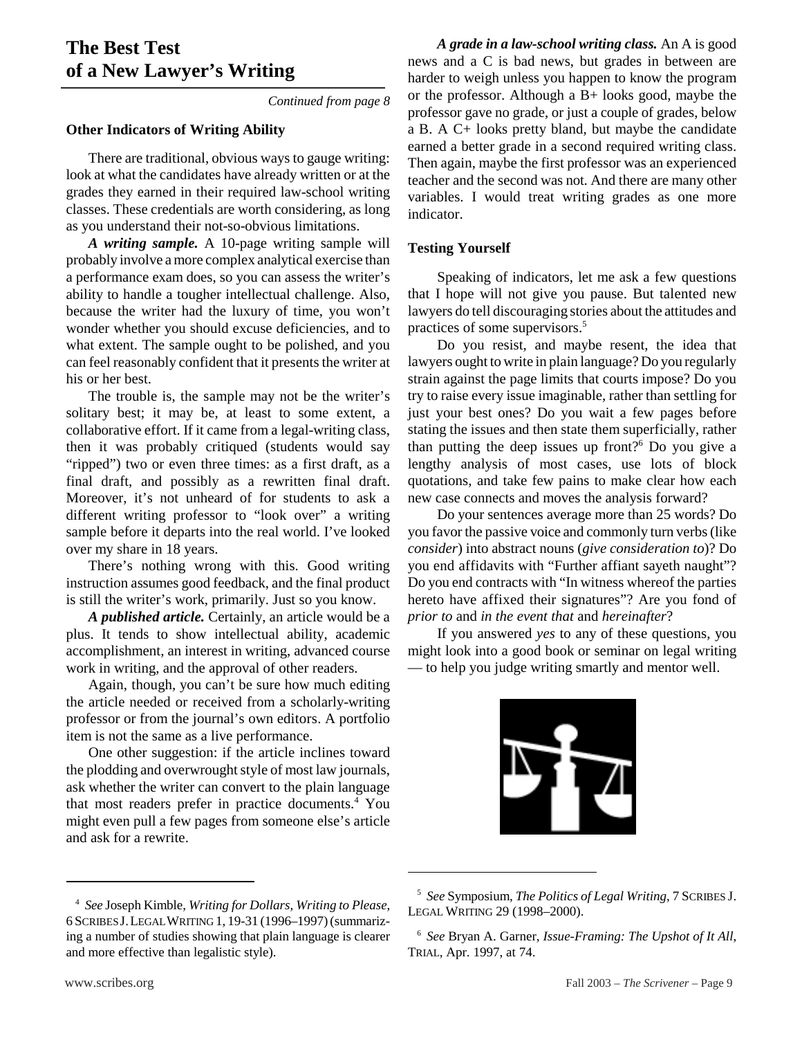# The Best Test of a New Lawyer's Writing

*Continued from page 8*

### Other Indicators of Writing Ability

There are traditional, obvious ways to gauge writing: look at what the candidates have already written or at the grades they earned in their required law-school writing classes. These credentials are worth considering, as long as you understand their not-so-obvious limitations.

***A writing sample.*** A 10-page writing sample will probably involve a more complex analytical exercise than a performance exam does, so you can assess the writer's ability to handle a tougher intellectual challenge. Also, because the writer had the luxury of time, you won't wonder whether you should excuse deficiencies, and to what extent. The sample ought to be polished, and you can feel reasonably confident that it presents the writer at his or her best.

The trouble is, the sample may not be the writer's solitary best; it may be, at least to some extent, a collaborative effort. If it came from a legal-writing class, then it was probably critiqued (students would say "ripped") two or even three times: as a first draft, as a final draft, and possibly as a rewritten final draft. Moreover, it's not unheard of for students to ask a different writing professor to "look over" a writing sample before it departs into the real world. I've looked over my share in 18 years.

There's nothing wrong with this. Good writing instruction assumes good feedback, and the final product is still the writer's work, primarily. Just so you know.

***A published article.*** Certainly, an article would be a plus. It tends to show intellectual ability, academic accomplishment, an interest in writing, advanced course work in writing, and the approval of other readers.

Again, though, you can't be sure how much editing the article needed or received from a scholarly-writing professor or from the journal's own editors. A portfolio item is not the same as a live performance.

One other suggestion: if the article inclines toward the plodding and overwrought style of most law journals, ask whether the writer can convert to the plain language that most readers prefer in practice documents.[4] You might even pull a few pages from someone else's article and ask for a rewrite.

***A grade in a law-school writing class.*** An A is good news and a C is bad news, but grades in between are harder to weigh unless you happen to know the program or the professor. Although a B+ looks good, maybe the professor gave no grade, or just a couple of grades, below a B. A C+ looks pretty bland, but maybe the candidate earned a better grade in a second required writing class. Then again, maybe the first professor was an experienced teacher and the second was not. And there are many other variables. I would treat writing grades as one more indicator.

### Testing Yourself

Speaking of indicators, let me ask a few questions that I hope will not give you pause. But talented new lawyers do tell discouraging stories about the attitudes and practices of some supervisors.[5]

Do you resist, and maybe resent, the idea that lawyers ought to write in plain language? Do you regularly strain against the page limits that courts impose? Do you try to raise every issue imaginable, rather than settling for just your best ones? Do you wait a few pages before stating the issues and then state them superficially, rather than putting the deep issues up front?[6] Do you give a lengthy analysis of most cases, use lots of block quotations, and take few pains to make clear how each new case connects and moves the analysis forward?

Do your sentences average more than 25 words? Do you favor the passive voice and commonly turn verbs (like *consider*) into abstract nouns (*give consideration to*)? Do you end affidavits with "Further affiant sayeth naught"? Do you end contracts with "In witness whereof the parties hereto have affixed their signatures"? Are you fond of *prior to* and *in the event that* and *hereinafter*?

If you answered *yes* to any of these questions, you might look into a good book or seminar on legal writing — to help you judge writing smartly and mentor well.

---

[4] *See* Joseph Kimble, *Writing for Dollars, Writing to Please*, 6 Scribes J. Legal Writing 1, 19-31 (1996–1997) (summarizing a number of studies showing that plain language is clearer and more effective than legalistic style).

[5] *See* Symposium, *The Politics of Legal Writing*, 7 Scribes J. Legal Writing 29 (1998–2000).

[6] *See* Bryan A. Garner, *Issue-Framing: The Upshot of It All*, Trial, Apr. 1997, at 74.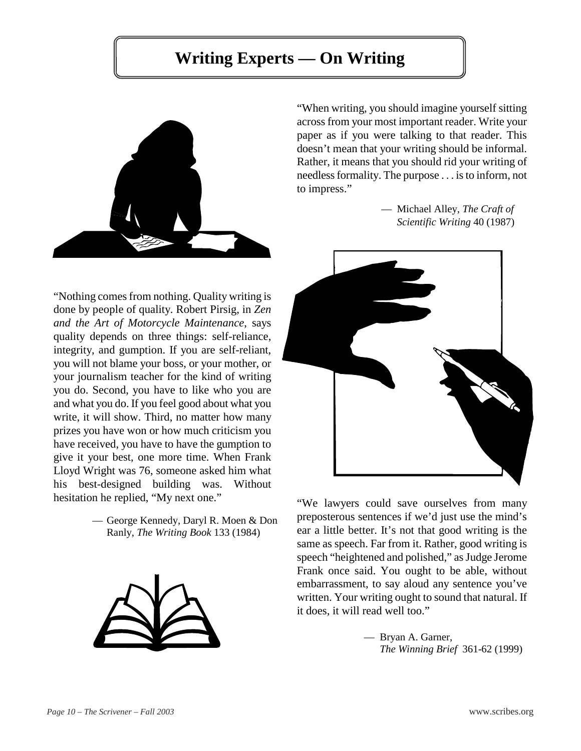# Writing Experts — On Writing

"When writing, you should imagine yourself sitting across from your most important reader. Write your paper as if you were talking to that reader. This doesn't mean that your writing should be informal. Rather, it means that you should rid your writing of needless formality. The purpose . . . is to inform, not to impress."

— Michael Alley, *The Craft of Scientific Writing* 40 (1987)

"Nothing comes from nothing. Quality writing is done by people of quality. Robert Pirsig, in *Zen and the Art of Motorcycle Maintenance*, says quality depends on three things: self-reliance, integrity, and gumption. If you are self-reliant, you will not blame your boss, or your mother, or your journalism teacher for the kind of writing you do. Second, you have to like who you are and what you do. If you feel good about what you write, it will show. Third, no matter how many prizes you have won or how much criticism you have received, you have to have the gumption to give it your best, one more time. When Frank Lloyd Wright was 76, someone asked him what his best-designed building was. Without hesitation he replied, "My next one."

— George Kennedy, Daryl R. Moen & Don Ranly, *The Writing Book* 133 (1984)

"We lawyers could save ourselves from many preposterous sentences if we'd just use the mind's ear a little better. It's not that good writing is the same as speech. Far from it. Rather, good writing is speech "heightened and polished," as Judge Jerome Frank once said. You ought to be able, without embarrassment, to say aloud any sentence you've written. Your writing ought to sound that natural. If it does, it will read well too."

— Bryan A. Garner, *The Winning Brief* 361-62 (1999)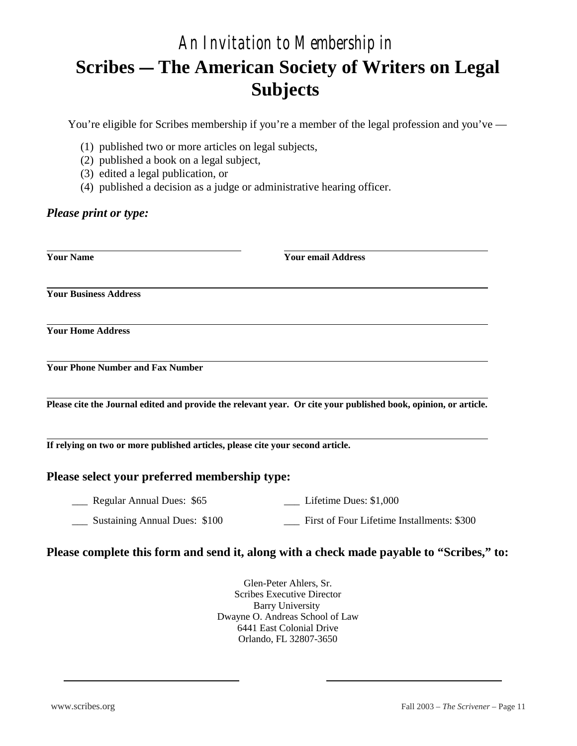## An Invitation to Membership in

# Scribes — The American Society of Writers on Legal Subjects

You're eligible for Scribes membership if you're a member of the legal profession and you've —

(1) published two or more articles on legal subjects,
(2) published a book on a legal subject,
(3) edited a legal publication, or
(4) published a decision as a judge or administrative hearing officer.

***Please print or type:***

\_\_\_\_\_\_\_\_\_\_\_\_\_\_\_\_\_\_\_\_\_\_\_\_\_\_\_\_\_\_
**Your Name**

\_\_\_\_\_\_\_\_\_\_\_\_\_\_\_\_\_\_\_\_\_\_\_\_\_\_\_\_\_\_
**Your email Address**

\_\_\_\_\_\_\_\_\_\_\_\_\_\_\_\_\_\_\_\_\_\_\_\_\_\_\_\_\_\_\_\_\_\_\_\_\_\_\_\_\_\_\_\_\_\_\_\_\_\_\_\_\_\_\_\_
**Your Business Address**

\_\_\_\_\_\_\_\_\_\_\_\_\_\_\_\_\_\_\_\_\_\_\_\_\_\_\_\_\_\_\_\_\_\_\_\_\_\_\_\_\_\_\_\_\_\_\_\_\_\_\_\_\_\_\_\_
**Your Home Address**

\_\_\_\_\_\_\_\_\_\_\_\_\_\_\_\_\_\_\_\_\_\_\_\_\_\_\_\_\_\_\_\_\_\_\_\_\_\_\_\_\_\_\_\_\_\_\_\_\_\_\_\_\_\_\_\_
**Your Phone Number and Fax Number**

\_\_\_\_\_\_\_\_\_\_\_\_\_\_\_\_\_\_\_\_\_\_\_\_\_\_\_\_\_\_\_\_\_\_\_\_\_\_\_\_\_\_\_\_\_\_\_\_\_\_\_\_\_\_\_\_
**Please cite the Journal edited and provide the relevant year. Or cite your published book, opinion, or article.**

\_\_\_\_\_\_\_\_\_\_\_\_\_\_\_\_\_\_\_\_\_\_\_\_\_\_\_\_\_\_\_\_\_\_\_\_\_\_\_\_\_\_\_\_\_\_\_\_\_\_\_\_\_\_\_\_
**If relying on two or more published articles, please cite your second article.**

### Please select your preferred membership type:

\_\_\_ Regular Annual Dues: $65

\_\_\_ Sustaining Annual Dues: $100

\_\_\_ Lifetime Dues: $1,000

\_\_\_ First of Four Lifetime Installments: $300

### Please complete this form and send it, along with a check made payable to "Scribes," to:

Glen-Peter Ahlers, Sr.
Scribes Executive Director
Barry University
Dwayne O. Andreas School of Law
6441 East Colonial Drive
Orlando, FL 32807-3650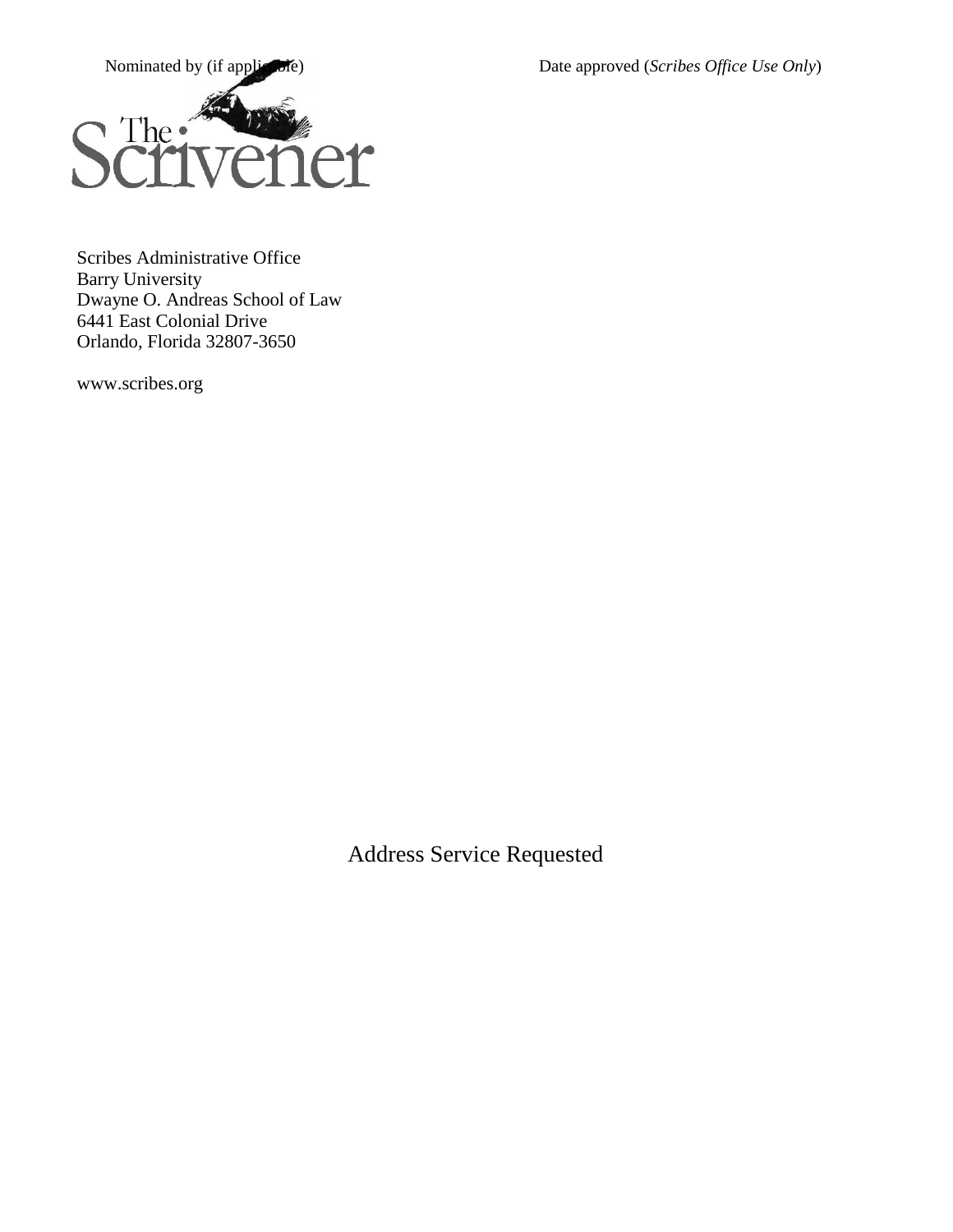Nominated by (if applicable)

Date approved (*Scribes Office Use Only*)

The Scrivener

Scribes Administrative Office
Barry University
Dwayne O. Andreas School of Law
6441 East Colonial Drive
Orlando, Florida 32807-3650

www.scribes.org

Address Service Requested